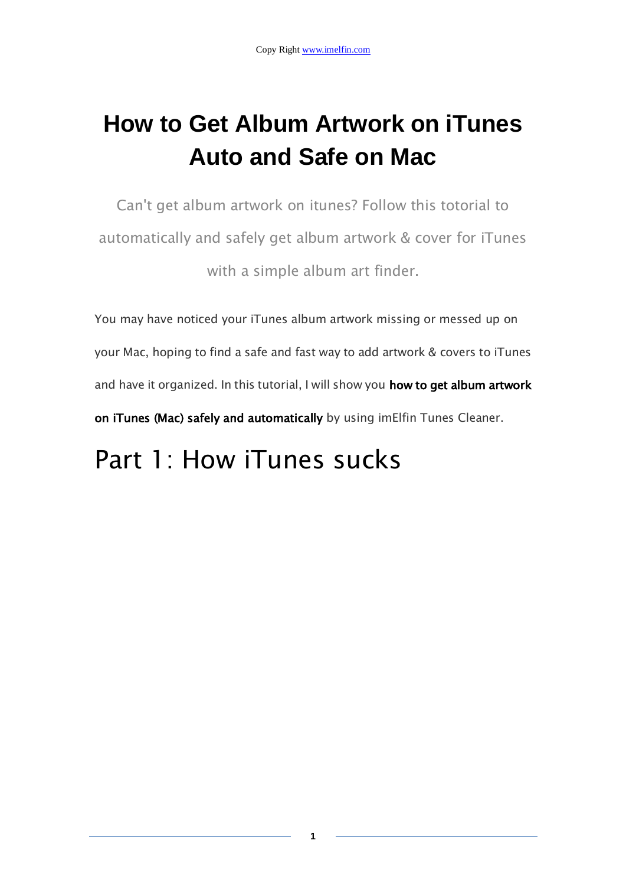# How to Get Album Artwork on iTunes Auto and Safe on Mac

Can't get album artwork on itunes? Follow this totorial to automatically and safely get album artwork & cover for iTunes with a simple album art finder.

You may have noticed your iTunes album artwork missing or messed up on your Mac, hoping to find a safe and fast way to add artwork & covers to iTunes and have it organized. In this tutorial, I will show you **how to get album artwork on iTunes (Mac) safely and automatically** by using imElfin Tunes Cleaner.

# Part 1: How iTunes sucks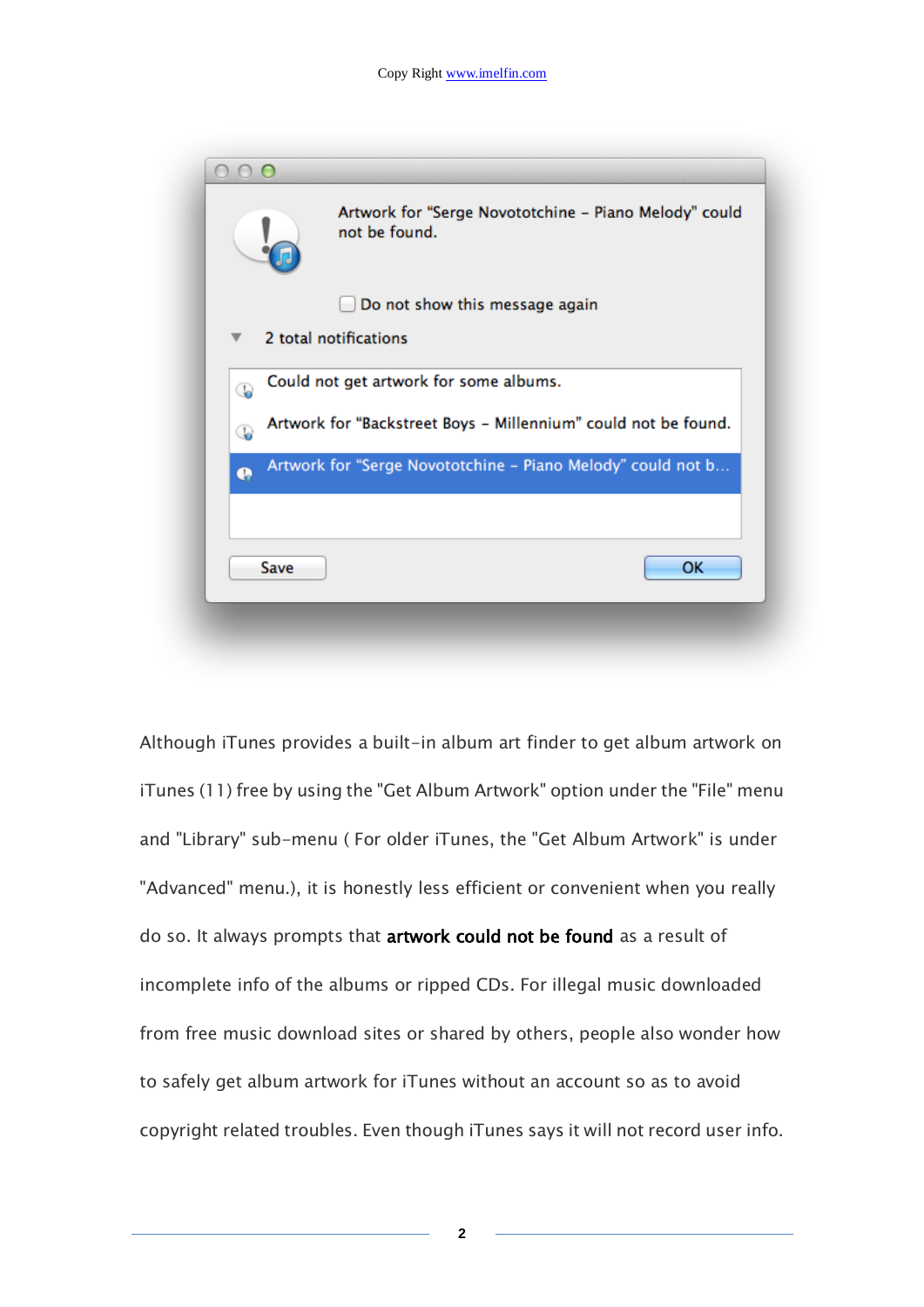Although iTunes provides a built-in album art finder to get album artwork on iTunes (11) free by using the "Get Album Artwork" option under the "File" menu and "Library" sub-menu ( For older iTunes, the "Get Album Artwork" is under "Advanced" menu.), it is honestly less efficient or convenient when you really do so. It always prompts that **artwork could not be found** as a result of incomplete info of the albums or ripped CDs. For illegal music downloaded from free music download sites or shared by others, people also wonder how to safely get album artwork for iTunes without an account so as to avoid copyright related troubles. Even though iTunes says it will not record user info.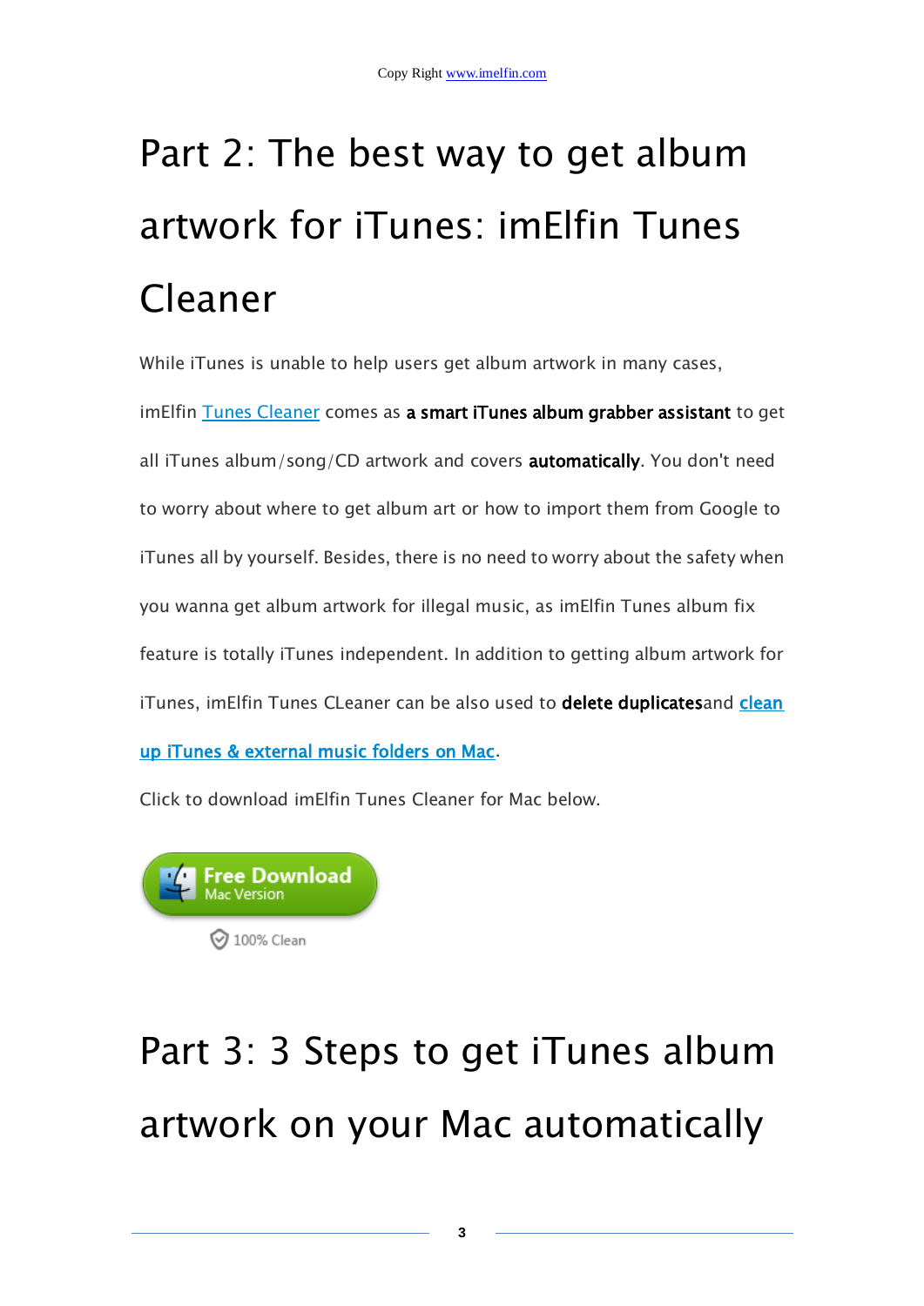# Part 2: The best way to get album artwork for iTunes: imElfin Tunes Cleaner

While iTunes is unable to help users get album artwork in many cases, imElfin Tunes Cleaner comes as **a smart iTunes album grabber assistant** to get all iTunes album/song/CD artwork and covers **automatically**. You don't need to worry about where to get album art or how to import them from Google to iTunes all by yourself. Besides, there is no need to worry about the safety when you wanna get album artwork for illegal music, as imElfin Tunes album fix feature is totally iTunes independent. In addition to getting album artwork for iTunes, imElfin Tunes CLeaner can be also used to **delete duplicates**and **clean up iTunes & external music folders on Mac**.

Click to download imElfin Tunes Cleaner for Mac below.

Free Download
Mac Version

100% Clean

# Part 3: 3 Steps to get iTunes album artwork on your Mac automatically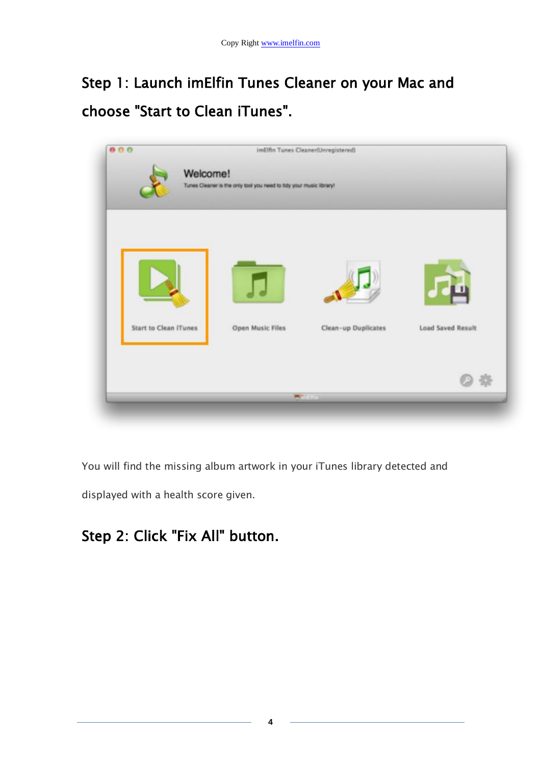## Step 1: Launch imElfin Tunes Cleaner on your Mac and choose "Start to Clean iTunes".

You will find the missing album artwork in your iTunes library detected and displayed with a health score given.

## Step 2: Click "Fix All" button.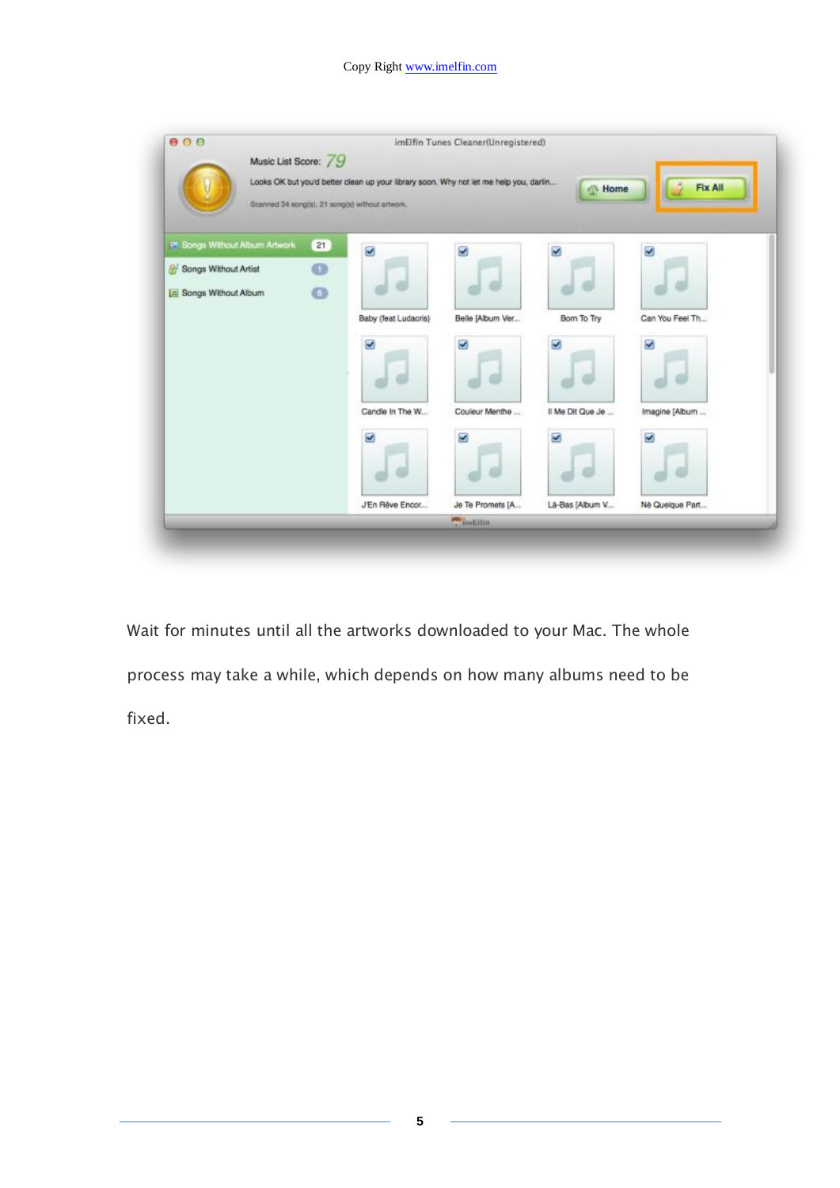Wait for minutes until all the artworks downloaded to your Mac. The whole process may take a while, which depends on how many albums need to be fixed.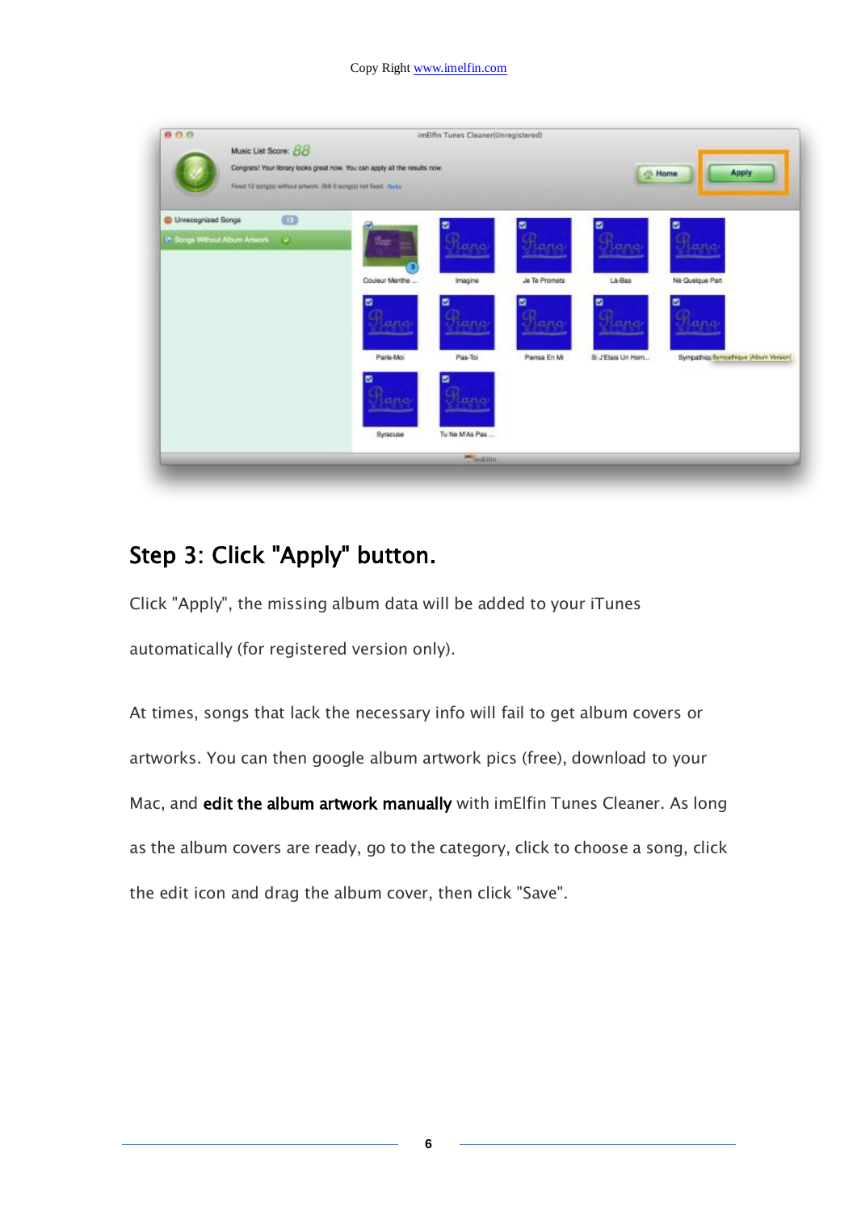## Step 3: Click "Apply" button.

Click "Apply", the missing album data will be added to your iTunes automatically (for registered version only).

At times, songs that lack the necessary info will fail to get album covers or artworks. You can then google album artwork pics (free), download to your Mac, and **edit the album artwork manually** with imElfin Tunes Cleaner. As long as the album covers are ready, go to the category, click to choose a song, click the edit icon and drag the album cover, then click "Save".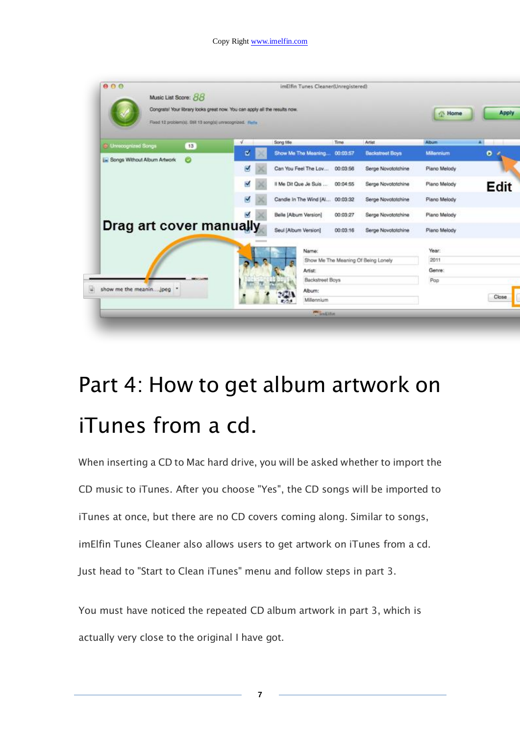# Part 4: How to get album artwork on iTunes from a cd.

When inserting a CD to Mac hard drive, you will be asked whether to import the CD music to iTunes. After you choose "Yes", the CD songs will be imported to iTunes at once, but there are no CD covers coming along. Similar to songs, imElfin Tunes Cleaner also allows users to get artwork on iTunes from a cd. Just head to "Start to Clean iTunes" menu and follow steps in part 3.

You must have noticed the repeated CD album artwork in part 3, which is actually very close to the original I have got.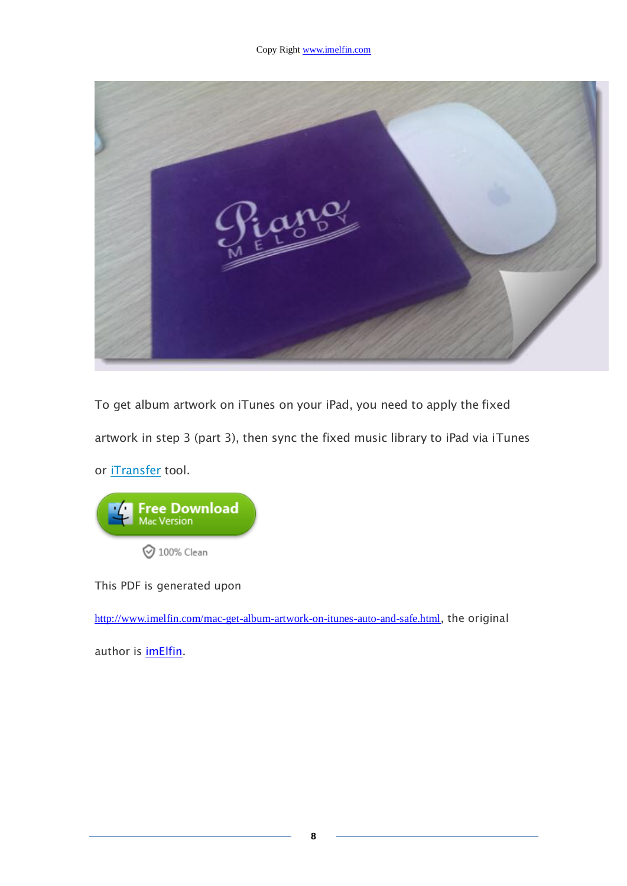To get album artwork on iTunes on your iPad, you need to apply the fixed artwork in step 3 (part 3), then sync the fixed music library to iPad via iTunes or iTransfer tool.

Free Download
Mac Version

100% Clean

This PDF is generated upon http://www.imelfin.com/mac-get-album-artwork-on-itunes-auto-and-safe.html, the original author is imElfin.